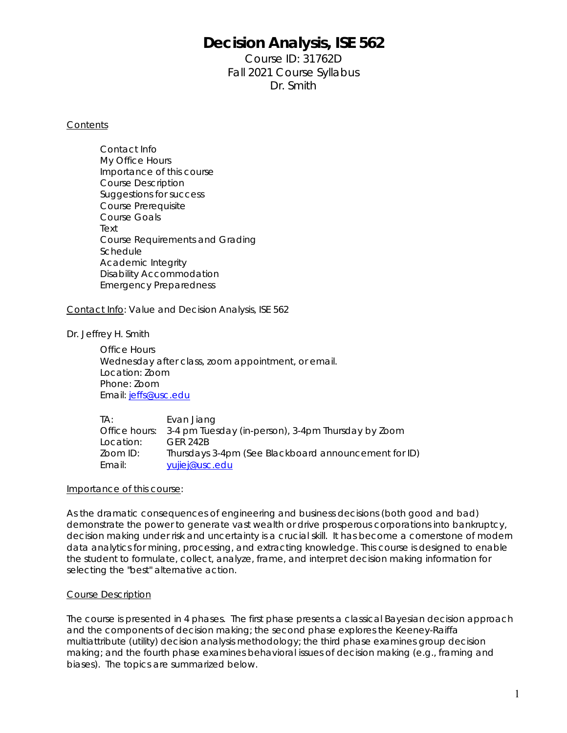# Decision Analysis, ISE 562

Course ID: 31762D
Fall 2021 Course Syllabus
Dr. Smith

Contents

- Contact Info
- My Office Hours
- Importance of this course
- Course Description
- Suggestions for success
- Course Prerequisite
- Course Goals
- Text
- Course Requirements and Grading
- Schedule
- Academic Integrity
- Disability Accommodation
- Emergency Preparedness

Contact Info: Value and Decision Analysis, ISE 562

Dr. Jeffrey H. Smith

Office Hours
Wednesday after class, zoom appointment, or email.
Location: Zoom
Phone: Zoom
Email: jeffs@usc.edu

| | |
|---|---|
| TA: | Evan Jiang |
| Office hours: | 3-4 pm Tuesday (in-person), 3-4pm Thursday by Zoom |
| Location: | GER 242B |
| Zoom ID: | Thursdays 3-4pm (See Blackboard announcement for ID) |
| Email: | yujiej@usc.edu |

Importance of this course:

As the dramatic consequences of engineering and business decisions (both good and bad) demonstrate the power to generate vast wealth or drive prosperous corporations into bankruptcy, decision making under risk and uncertainty is a crucial skill. It has become a cornerstone of modern data analytics for mining, processing, and extracting knowledge. This course is designed to enable the student to formulate, collect, analyze, frame, and interpret decision making information for selecting the "best" alternative action.

Course Description

The course is presented in 4 phases. The first phase presents a classical Bayesian decision approach and the components of decision making; the second phase explores the Keeney-Raiffa multiattribute (utility) decision analysis methodology; the third phase examines group decision making; and the fourth phase examines behavioral issues of decision making (e.g., framing and biases). The topics are summarized below.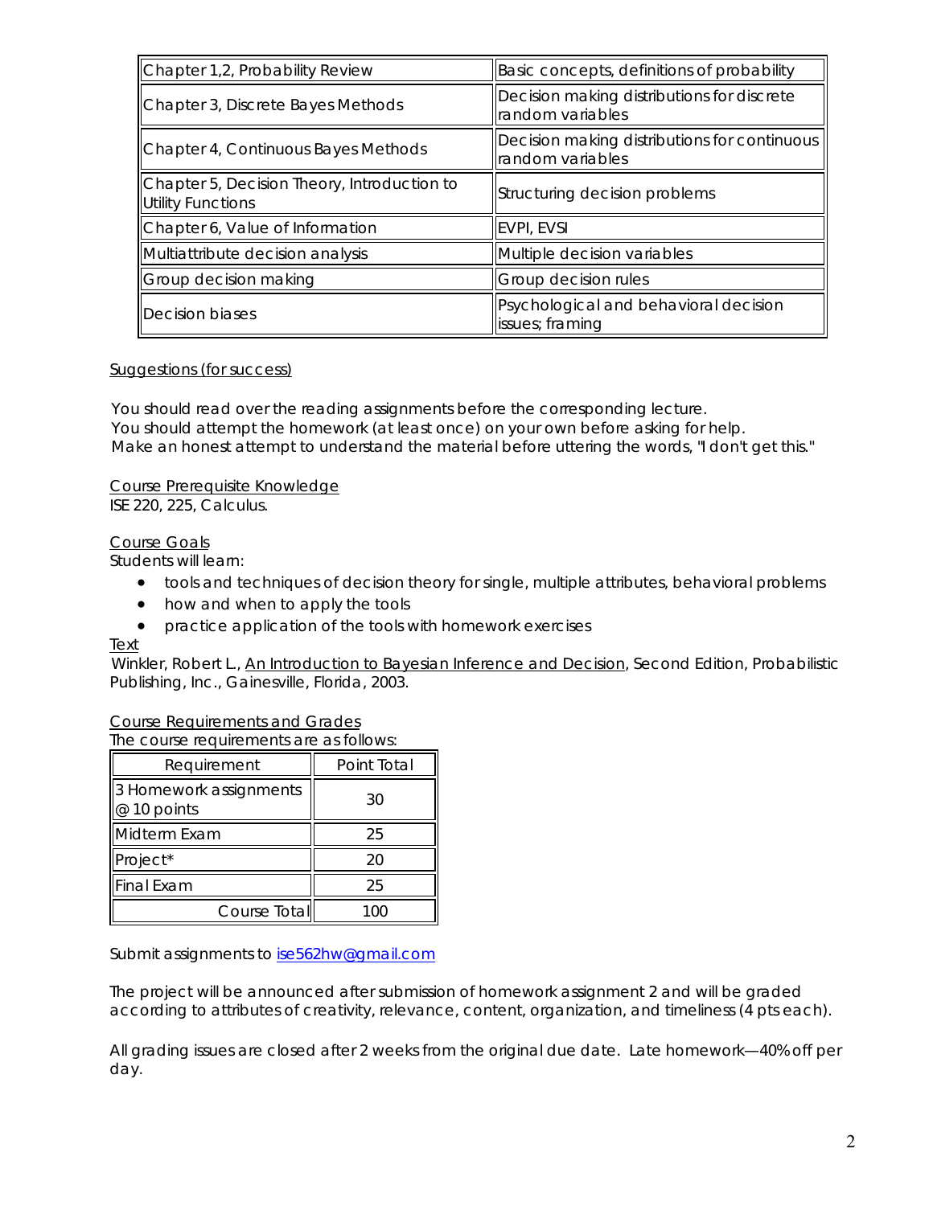| Chapter 1,2, Probability Review | Basic concepts, definitions of probability |
|---|---|
| Chapter 3, Discrete Bayes Methods | Decision making distributions for discrete random variables |
| Chapter 4, Continuous Bayes Methods | Decision making distributions for continuous random variables |
| Chapter 5, Decision Theory, Introduction to Utility Functions | Structuring decision problems |
| Chapter 6, Value of Information | EVPI, EVSI |
| Multiattribute decision analysis | Multiple decision variables |
| Group decision making | Group decision rules |
| Decision biases | Psychological and behavioral decision issues; framing |

Suggestions (for success)

You should read over the reading assignments before the corresponding lecture.
You should attempt the homework (at least once) on your own before asking for help.
Make an honest attempt to understand the material before uttering the words, "I don't get this."

Course Prerequisite Knowledge
ISE 220, 225, Calculus.

Course Goals
Students will learn:

- tools and techniques of decision theory for single, multiple attributes, behavioral problems
- how and when to apply the tools
- practice application of the tools with homework exercises

Text
Winkler, Robert L., An Introduction to Bayesian Inference and Decision, Second Edition, Probabilistic Publishing, Inc., Gainesville, Florida, 2003.

Course Requirements and Grades
The course requirements are as follows:

| Requirement | Point Total |
|---|---|
| 3 Homework assignments @ 10 points | 30 |
| Midterm Exam | 25 |
| Project* | 20 |
| Final Exam | 25 |
| Course Total | 100 |

Submit assignments to ise562hw@gmail.com

The project will be announced after submission of homework assignment 2 and will be graded according to attributes of creativity, relevance, content, organization, and timeliness (4 pts each).

All grading issues are closed after 2 weeks from the original due date. Late homework—40% off per day.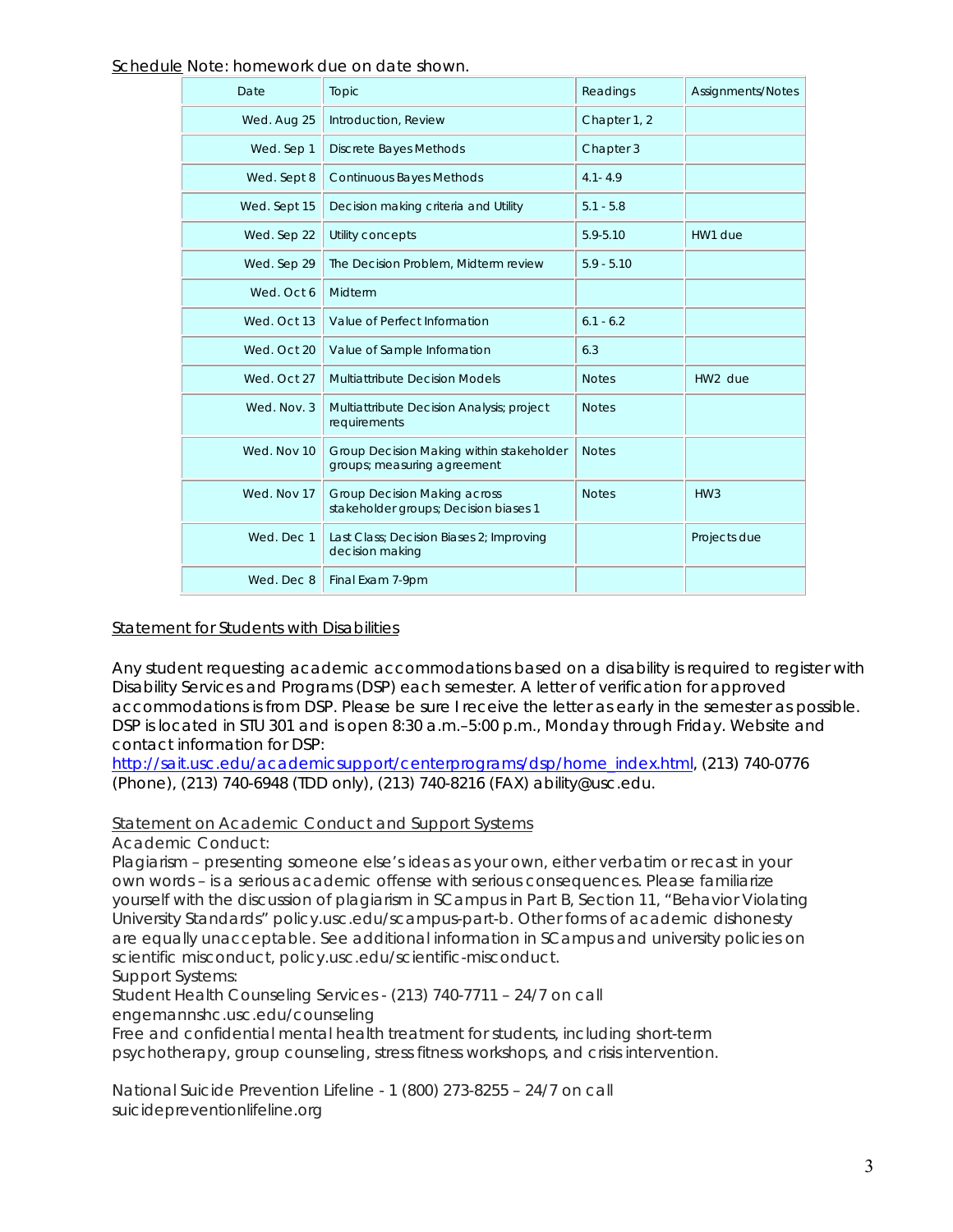Schedule Note: homework due on date shown.

| Date | Topic | Readings | Assignments/Notes |
|---|---|---|---|
| Wed. Aug 25 | Introduction, Review | Chapter 1, 2 | |
| Wed. Sep 1 | Discrete Bayes Methods | Chapter 3 | |
| Wed. Sept 8 | Continuous Bayes Methods | 4.1- 4.9 | |
| Wed. Sept 15 | Decision making criteria and Utility | 5.1 - 5.8 | |
| Wed. Sep 22 | Utility concepts | 5.9-5.10 | HW1 due |
| Wed. Sep 29 | The Decision Problem, Midterm review | 5.9 - 5.10 | |
| Wed. Oct 6 | Midterm | | |
| Wed. Oct 13 | Value of Perfect Information | 6.1 - 6.2 | |
| Wed. Oct 20 | Value of Sample Information | 6.3 | |
| Wed. Oct 27 | Multiattribute Decision Models | Notes | HW2 due |
| Wed. Nov. 3 | Multiattribute Decision Analysis; project requirements | Notes | |
| Wed. Nov 10 | Group Decision Making within stakeholder groups; measuring agreement | Notes | |
| Wed. Nov 17 | Group Decision Making across stakeholder groups; Decision biases 1 | Notes | HW3 |
| Wed. Dec 1 | Last Class; Decision Biases 2; Improving decision making | | Projects due |
| Wed. Dec 8 | Final Exam 7-9pm | | |

## Statement for Students with Disabilities

Any student requesting academic accommodations based on a disability is required to register with Disability Services and Programs (DSP) each semester. A letter of verification for approved accommodations is from DSP. Please be sure I receive the letter as early in the semester as possible. DSP is located in STU 301 and is open 8:30 a.m.–5:00 p.m., Monday through Friday. Website and contact information for DSP: http://sait.usc.edu/academicsupport/centerprograms/dsp/home_index.html, (213) 740-0776 (Phone), (213) 740-6948 (TDD only), (213) 740-8216 (FAX) ability@usc.edu.

## Statement on Academic Conduct and Support Systems

Academic Conduct:

Plagiarism – presenting someone else's ideas as your own, either verbatim or recast in your own words – is a serious academic offense with serious consequences. Please familiarize yourself with the discussion of plagiarism in SCampus in Part B, Section 11, "Behavior Violating University Standards" policy.usc.edu/scampus-part-b. Other forms of academic dishonesty are equally unacceptable. See additional information in SCampus and university policies on scientific misconduct, policy.usc.edu/scientific-misconduct.

Support Systems:

Student Health Counseling Services - (213) 740-7711 – 24/7 on call
engemannshc.usc.edu/counseling
Free and confidential mental health treatment for students, including short-term psychotherapy, group counseling, stress fitness workshops, and crisis intervention.

National Suicide Prevention Lifeline - 1 (800) 273-8255 – 24/7 on call
suicidepreventionlifeline.org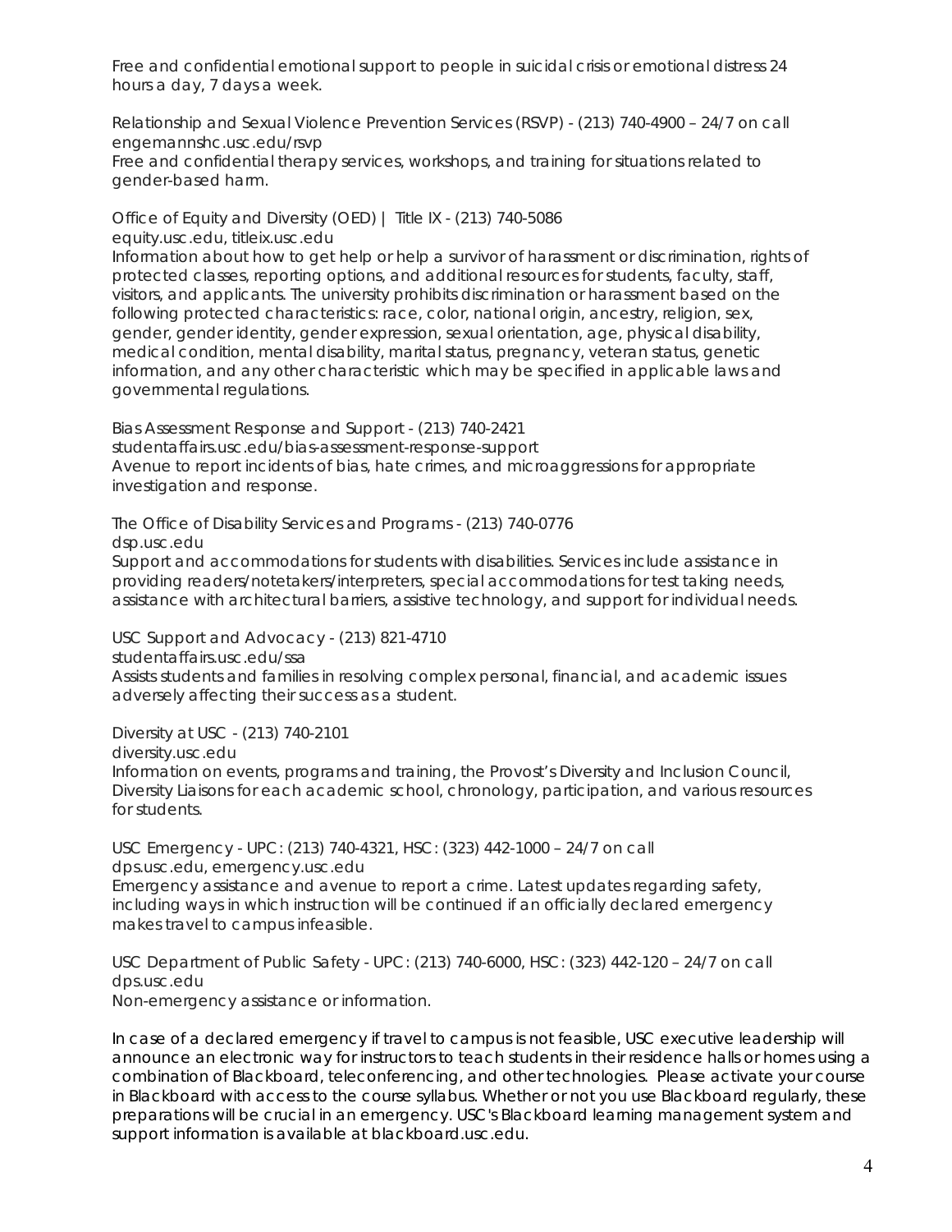Free and confidential emotional support to people in suicidal crisis or emotional distress 24 hours a day, 7 days a week.

Relationship and Sexual Violence Prevention Services (RSVP) - (213) 740-4900 – 24/7 on call
engemannshc.usc.edu/rsvp
Free and confidential therapy services, workshops, and training for situations related to gender-based harm.

Office of Equity and Diversity (OED) | Title IX - (213) 740-5086
equity.usc.edu, titleix.usc.edu
Information about how to get help or help a survivor of harassment or discrimination, rights of protected classes, reporting options, and additional resources for students, faculty, staff, visitors, and applicants. The university prohibits discrimination or harassment based on the following protected characteristics: race, color, national origin, ancestry, religion, sex, gender, gender identity, gender expression, sexual orientation, age, physical disability, medical condition, mental disability, marital status, pregnancy, veteran status, genetic information, and any other characteristic which may be specified in applicable laws and governmental regulations.

Bias Assessment Response and Support - (213) 740-2421
studentaffairs.usc.edu/bias-assessment-response-support
Avenue to report incidents of bias, hate crimes, and microaggressions for appropriate investigation and response.

The Office of Disability Services and Programs - (213) 740-0776
dsp.usc.edu
Support and accommodations for students with disabilities. Services include assistance in providing readers/notetakers/interpreters, special accommodations for test taking needs, assistance with architectural barriers, assistive technology, and support for individual needs.

USC Support and Advocacy - (213) 821-4710
studentaffairs.usc.edu/ssa
Assists students and families in resolving complex personal, financial, and academic issues adversely affecting their success as a student.

Diversity at USC - (213) 740-2101
diversity.usc.edu
Information on events, programs and training, the Provost's Diversity and Inclusion Council, Diversity Liaisons for each academic school, chronology, participation, and various resources for students.

USC Emergency - UPC: (213) 740-4321, HSC: (323) 442-1000 – 24/7 on call
dps.usc.edu, emergency.usc.edu
Emergency assistance and avenue to report a crime. Latest updates regarding safety, including ways in which instruction will be continued if an officially declared emergency makes travel to campus infeasible.

USC Department of Public Safety - UPC: (213) 740-6000, HSC: (323) 442-120 – 24/7 on call
dps.usc.edu
Non-emergency assistance or information.

In case of a declared emergency if travel to campus is not feasible, USC executive leadership will announce an electronic way for instructors to teach students in their residence halls or homes using a combination of Blackboard, teleconferencing, and other technologies. Please activate your course in Blackboard with access to the course syllabus. Whether or not you use Blackboard regularly, these preparations will be crucial in an emergency. USC's Blackboard learning management system and support information is available at blackboard.usc.edu.